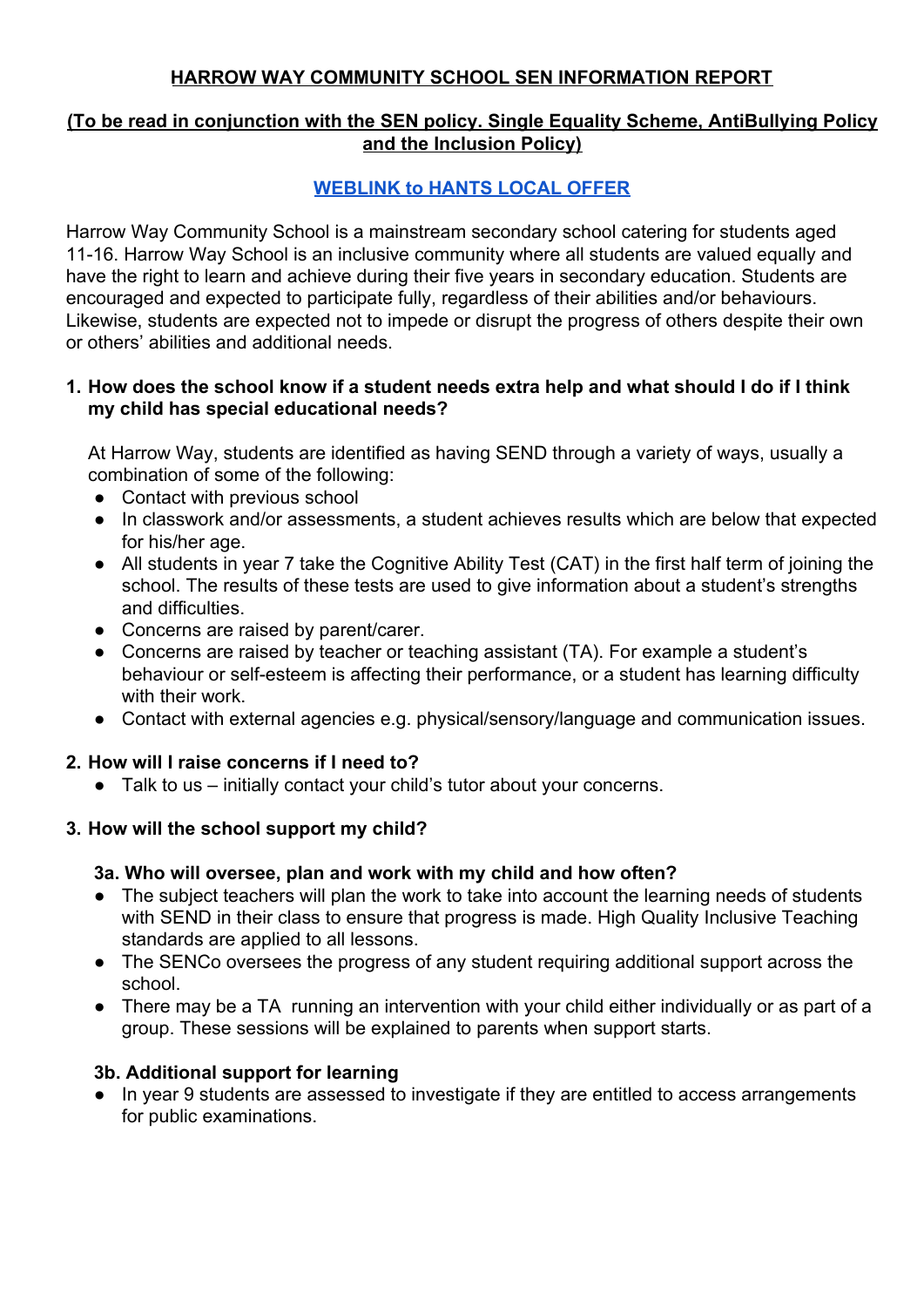# HARROW WAY COMMUNITY SCHOOL SEN INFORMATION REPORT

**(To be read in conjunction with the SEN policy. Single Equality Scheme, AntiBullying Policy and the Inclusion Policy)**

**WEBLINK to HANTS LOCAL OFFER**

Harrow Way Community School is a mainstream secondary school catering for students aged 11-16. Harrow Way School is an inclusive community where all students are valued equally and have the right to learn and achieve during their five years in secondary education. Students are encouraged and expected to participate fully, regardless of their abilities and/or behaviours. Likewise, students are expected not to impede or disrupt the progress of others despite their own or others' abilities and additional needs.

## 1. How does the school know if a student needs extra help and what should I do if I think my child has special educational needs?

At Harrow Way, students are identified as having SEND through a variety of ways, usually a combination of some of the following:

- Contact with previous school
- In classwork and/or assessments, a student achieves results which are below that expected for his/her age.
- All students in year 7 take the Cognitive Ability Test (CAT) in the first half term of joining the school. The results of these tests are used to give information about a student's strengths and difficulties.
- Concerns are raised by parent/carer.
- Concerns are raised by teacher or teaching assistant (TA). For example a student's behaviour or self-esteem is affecting their performance, or a student has learning difficulty with their work.
- Contact with external agencies e.g. physical/sensory/language and communication issues.

## 2. How will I raise concerns if I need to?

- Talk to us – initially contact your child's tutor about your concerns.

## 3. How will the school support my child?

### 3a. Who will oversee, plan and work with my child and how often?

- The subject teachers will plan the work to take into account the learning needs of students with SEND in their class to ensure that progress is made. High Quality Inclusive Teaching standards are applied to all lessons.
- The SENCo oversees the progress of any student requiring additional support across the school.
- There may be a TA running an intervention with your child either individually or as part of a group. These sessions will be explained to parents when support starts.

### 3b. Additional support for learning

- In year 9 students are assessed to investigate if they are entitled to access arrangements for public examinations.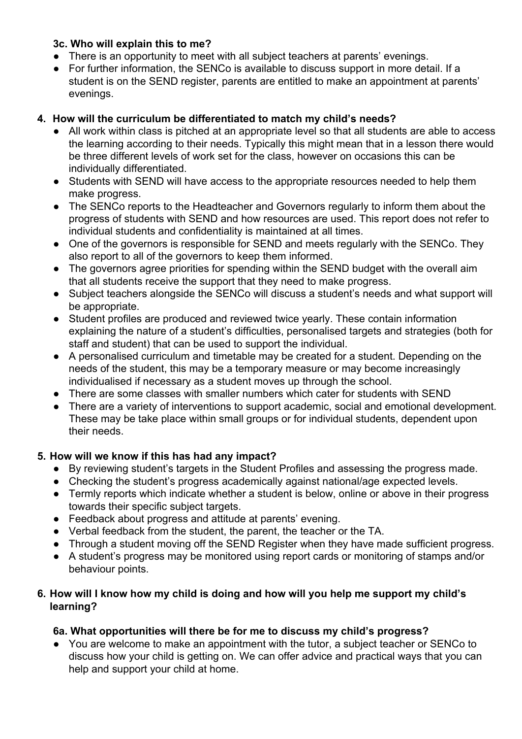### 3c. Who will explain this to me?

- There is an opportunity to meet with all subject teachers at parents' evenings.
- For further information, the SENCo is available to discuss support in more detail. If a student is on the SEND register, parents are entitled to make an appointment at parents' evenings.

## 4. How will the curriculum be differentiated to match my child's needs?

- All work within class is pitched at an appropriate level so that all students are able to access the learning according to their needs. Typically this might mean that in a lesson there would be three different levels of work set for the class, however on occasions this can be individually differentiated.
- Students with SEND will have access to the appropriate resources needed to help them make progress.
- The SENCo reports to the Headteacher and Governors regularly to inform them about the progress of students with SEND and how resources are used. This report does not refer to individual students and confidentiality is maintained at all times.
- One of the governors is responsible for SEND and meets regularly with the SENCo. They also report to all of the governors to keep them informed.
- The governors agree priorities for spending within the SEND budget with the overall aim that all students receive the support that they need to make progress.
- Subject teachers alongside the SENCo will discuss a student's needs and what support will be appropriate.
- Student profiles are produced and reviewed twice yearly. These contain information explaining the nature of a student's difficulties, personalised targets and strategies (both for staff and student) that can be used to support the individual.
- A personalised curriculum and timetable may be created for a student. Depending on the needs of the student, this may be a temporary measure or may become increasingly individualised if necessary as a student moves up through the school.
- There are some classes with smaller numbers which cater for students with SEND
- There are a variety of interventions to support academic, social and emotional development. These may be take place within small groups or for individual students, dependent upon their needs.

## 5. How will we know if this has had any impact?

- By reviewing student's targets in the Student Profiles and assessing the progress made.
- Checking the student's progress academically against national/age expected levels.
- Termly reports which indicate whether a student is below, online or above in their progress towards their specific subject targets.
- Feedback about progress and attitude at parents' evening.
- Verbal feedback from the student, the parent, the teacher or the TA.
- Through a student moving off the SEND Register when they have made sufficient progress.
- A student's progress may be monitored using report cards or monitoring of stamps and/or behaviour points.

## 6. How will I know how my child is doing and how will you help me support my child's learning?

### 6a. What opportunities will there be for me to discuss my child's progress?

- You are welcome to make an appointment with the tutor, a subject teacher or SENCo to discuss how your child is getting on. We can offer advice and practical ways that you can help and support your child at home.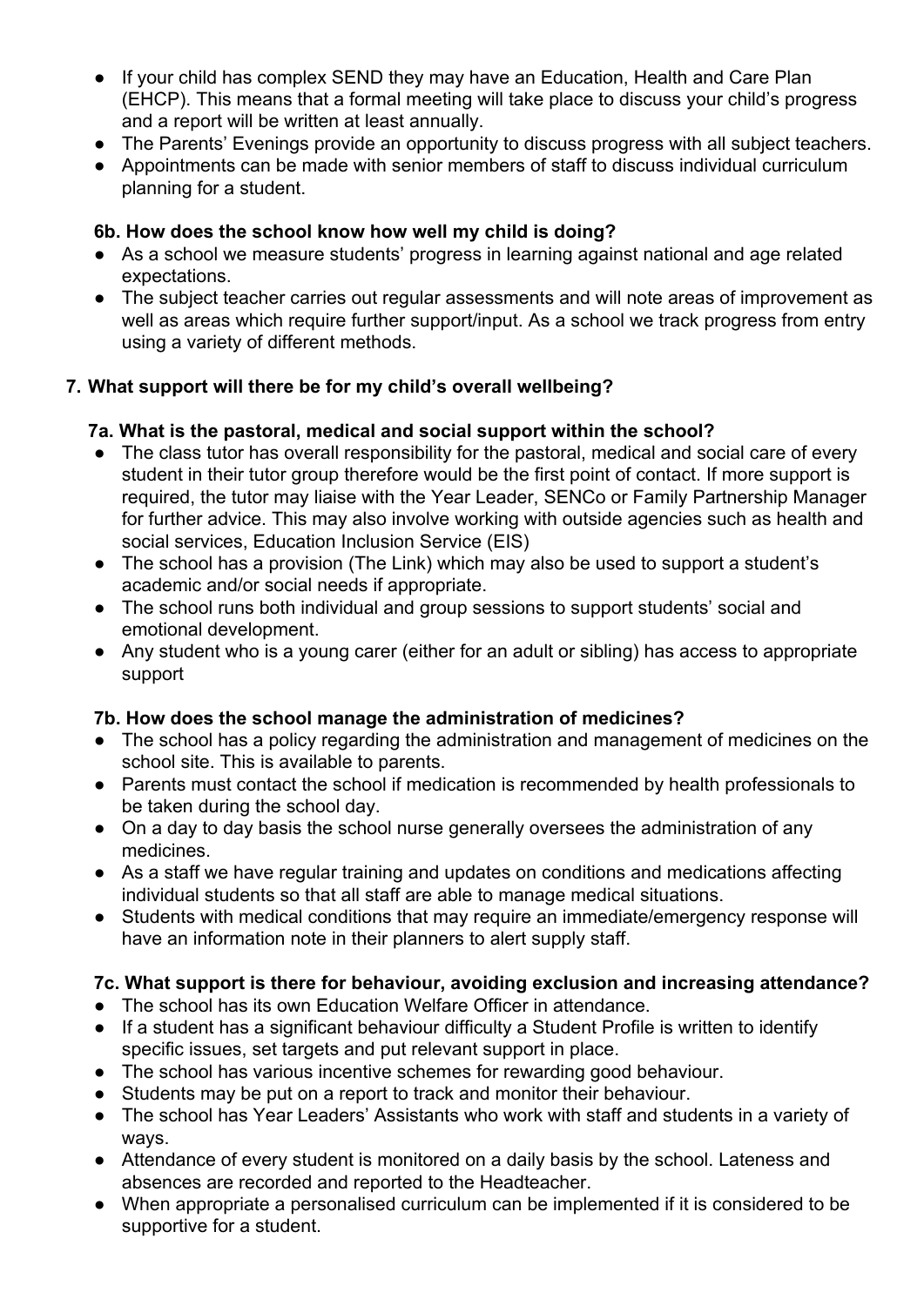- If your child has complex SEND they may have an Education, Health and Care Plan (EHCP). This means that a formal meeting will take place to discuss your child's progress and a report will be written at least annually.
- The Parents' Evenings provide an opportunity to discuss progress with all subject teachers.
- Appointments can be made with senior members of staff to discuss individual curriculum planning for a student.

### 6b. How does the school know how well my child is doing?

- As a school we measure students' progress in learning against national and age related expectations.
- The subject teacher carries out regular assessments and will note areas of improvement as well as areas which require further support/input. As a school we track progress from entry using a variety of different methods.

## 7. What support will there be for my child's overall wellbeing?

### 7a. What is the pastoral, medical and social support within the school?

- The class tutor has overall responsibility for the pastoral, medical and social care of every student in their tutor group therefore would be the first point of contact. If more support is required, the tutor may liaise with the Year Leader, SENCo or Family Partnership Manager for further advice. This may also involve working with outside agencies such as health and social services, Education Inclusion Service (EIS)
- The school has a provision (The Link) which may also be used to support a student's academic and/or social needs if appropriate.
- The school runs both individual and group sessions to support students' social and emotional development.
- Any student who is a young carer (either for an adult or sibling) has access to appropriate support

### 7b. How does the school manage the administration of medicines?

- The school has a policy regarding the administration and management of medicines on the school site. This is available to parents.
- Parents must contact the school if medication is recommended by health professionals to be taken during the school day.
- On a day to day basis the school nurse generally oversees the administration of any medicines.
- As a staff we have regular training and updates on conditions and medications affecting individual students so that all staff are able to manage medical situations.
- Students with medical conditions that may require an immediate/emergency response will have an information note in their planners to alert supply staff.

### 7c. What support is there for behaviour, avoiding exclusion and increasing attendance?

- The school has its own Education Welfare Officer in attendance.
- If a student has a significant behaviour difficulty a Student Profile is written to identify specific issues, set targets and put relevant support in place.
- The school has various incentive schemes for rewarding good behaviour.
- Students may be put on a report to track and monitor their behaviour.
- The school has Year Leaders' Assistants who work with staff and students in a variety of ways.
- Attendance of every student is monitored on a daily basis by the school. Lateness and absences are recorded and reported to the Headteacher.
- When appropriate a personalised curriculum can be implemented if it is considered to be supportive for a student.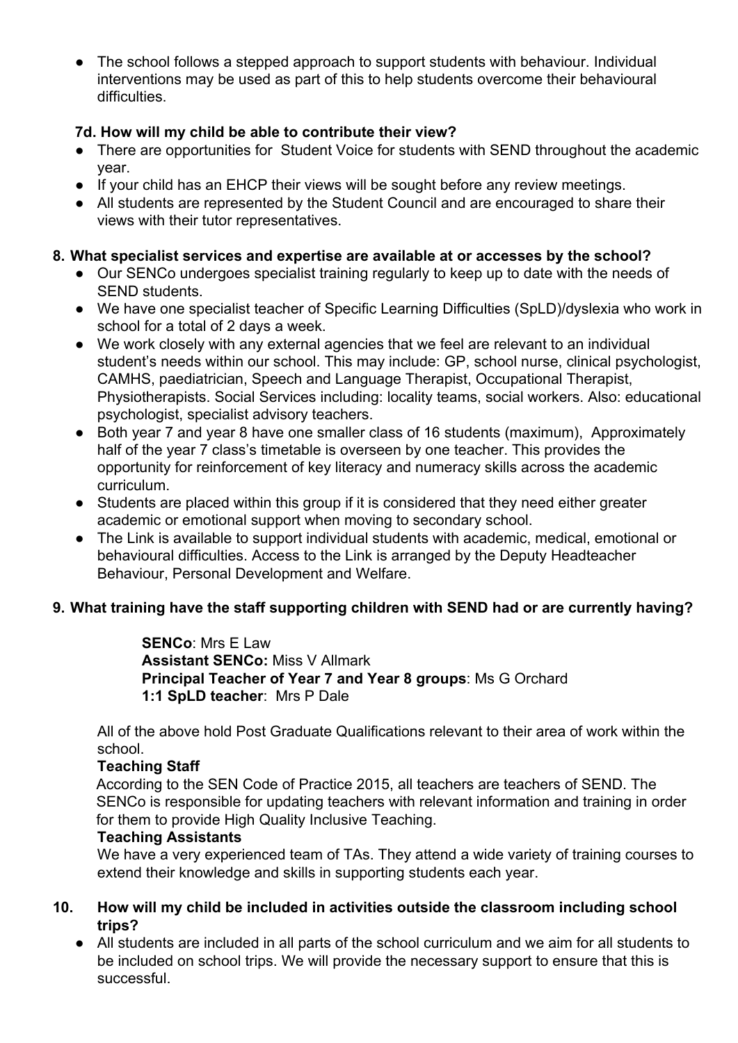- The school follows a stepped approach to support students with behaviour. Individual interventions may be used as part of this to help students overcome their behavioural difficulties.

### 7d. How will my child be able to contribute their view?

- There are opportunities for Student Voice for students with SEND throughout the academic year.
- If your child has an EHCP their views will be sought before any review meetings.
- All students are represented by the Student Council and are encouraged to share their views with their tutor representatives.

## 8. What specialist services and expertise are available at or accesses by the school?

- Our SENCo undergoes specialist training regularly to keep up to date with the needs of SEND students.
- We have one specialist teacher of Specific Learning Difficulties (SpLD)/dyslexia who work in school for a total of 2 days a week.
- We work closely with any external agencies that we feel are relevant to an individual student's needs within our school. This may include: GP, school nurse, clinical psychologist, CAMHS, paediatrician, Speech and Language Therapist, Occupational Therapist, Physiotherapists. Social Services including: locality teams, social workers. Also: educational psychologist, specialist advisory teachers.
- Both year 7 and year 8 have one smaller class of 16 students (maximum), Approximately half of the year 7 class's timetable is overseen by one teacher. This provides the opportunity for reinforcement of key literacy and numeracy skills across the academic curriculum.
- Students are placed within this group if it is considered that they need either greater academic or emotional support when moving to secondary school.
- The Link is available to support individual students with academic, medical, emotional or behavioural difficulties. Access to the Link is arranged by the Deputy Headteacher Behaviour, Personal Development and Welfare.

## 9. What training have the staff supporting children with SEND had or are currently having?

**SENCo**: Mrs E Law
**Assistant SENCo:** Miss V Allmark
**Principal Teacher of Year 7 and Year 8 groups**: Ms G Orchard
**1:1 SpLD teacher**: Mrs P Dale

All of the above hold Post Graduate Qualifications relevant to their area of work within the school.

**Teaching Staff**

According to the SEN Code of Practice 2015, all teachers are teachers of SEND. The SENCo is responsible for updating teachers with relevant information and training in order for them to provide High Quality Inclusive Teaching.

**Teaching Assistants**

We have a very experienced team of TAs. They attend a wide variety of training courses to extend their knowledge and skills in supporting students each year.

## 10. How will my child be included in activities outside the classroom including school trips?

- All students are included in all parts of the school curriculum and we aim for all students to be included on school trips. We will provide the necessary support to ensure that this is successful.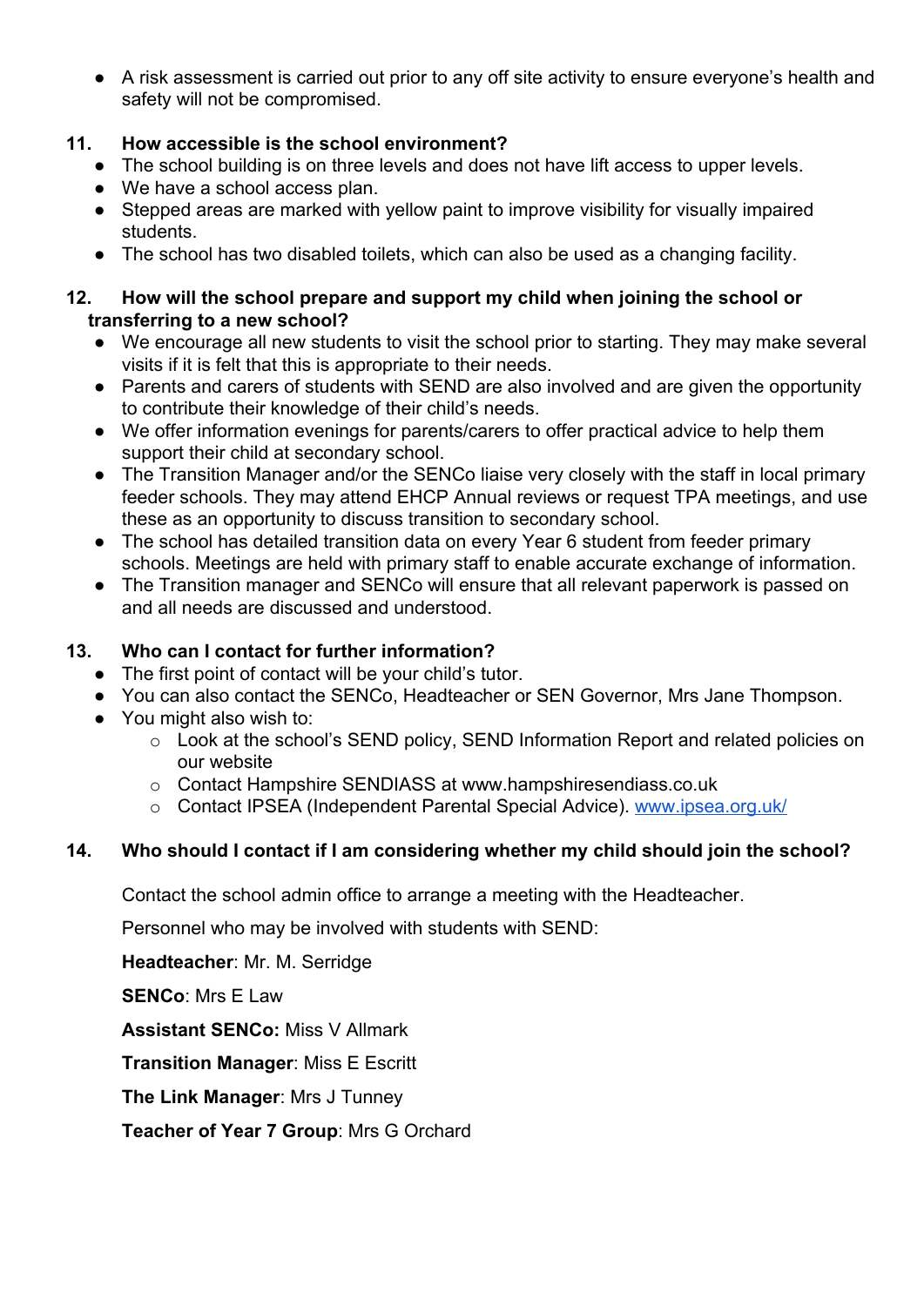- A risk assessment is carried out prior to any off site activity to ensure everyone's health and safety will not be compromised.

## 11. How accessible is the school environment?

- The school building is on three levels and does not have lift access to upper levels.
- We have a school access plan.
- Stepped areas are marked with yellow paint to improve visibility for visually impaired students.
- The school has two disabled toilets, which can also be used as a changing facility.

## 12. How will the school prepare and support my child when joining the school or transferring to a new school?

- We encourage all new students to visit the school prior to starting. They may make several visits if it is felt that this is appropriate to their needs.
- Parents and carers of students with SEND are also involved and are given the opportunity to contribute their knowledge of their child's needs.
- We offer information evenings for parents/carers to offer practical advice to help them support their child at secondary school.
- The Transition Manager and/or the SENCo liaise very closely with the staff in local primary feeder schools. They may attend EHCP Annual reviews or request TPA meetings, and use these as an opportunity to discuss transition to secondary school.
- The school has detailed transition data on every Year 6 student from feeder primary schools. Meetings are held with primary staff to enable accurate exchange of information.
- The Transition manager and SENCo will ensure that all relevant paperwork is passed on and all needs are discussed and understood.

## 13. Who can I contact for further information?

- The first point of contact will be your child's tutor.
- You can also contact the SENCo, Headteacher or SEN Governor, Mrs Jane Thompson.
- You might also wish to:
  - Look at the school's SEND policy, SEND Information Report and related policies on our website
  - Contact Hampshire SENDIASS at www.hampshiresendiass.co.uk
  - Contact IPSEA (Independent Parental Special Advice). [www.ipsea.org.uk/](http://www.ipsea.org.uk/)

## 14. Who should I contact if I am considering whether my child should join the school?

Contact the school admin office to arrange a meeting with the Headteacher.

Personnel who may be involved with students with SEND:

**Headteacher**: Mr. M. Serridge

**SENCo**: Mrs E Law

**Assistant SENCo:** Miss V Allmark

**Transition Manager**: Miss E Escritt

**The Link Manager**: Mrs J Tunney

**Teacher of Year 7 Group**: Mrs G Orchard